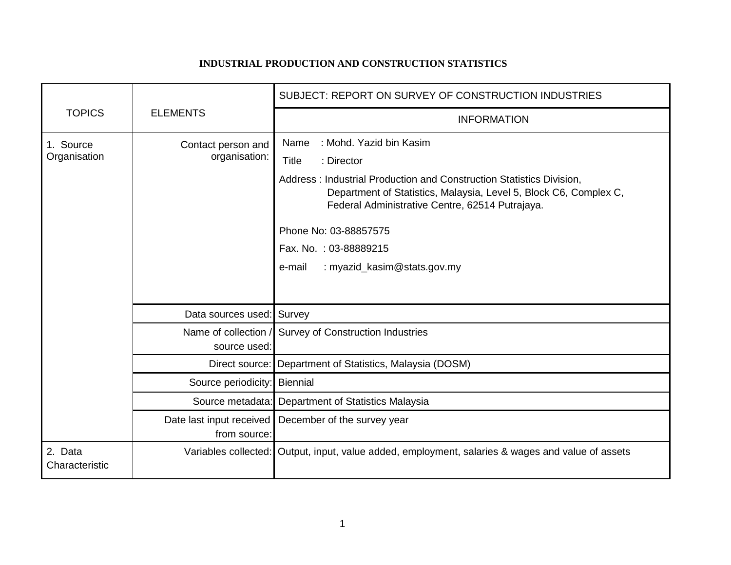# INDUSTRIAL PRODUCTION AND CONSTRUCTION STATISTICS

| TOPICS | ELEMENTS | SUBJECT: REPORT ON SURVEY OF CONSTRUCTION INDUSTRIES |
|---|---|---|
| | | INFORMATION |
| 1. Source Organisation | Contact person and organisation: | Name : Mohd. Yazid bin Kasim<br>Title : Director<br>Address : Industrial Production and Construction Statistics Division, Department of Statistics, Malaysia, Level 5, Block C6, Complex C, Federal Administrative Centre, 62514 Putrajaya.<br>Phone No: 03-88857575<br>Fax. No. : 03-88889215<br>e-mail : myazid_kasim@stats.gov.my |
| | Data sources used: | Survey |
| | Name of collection / source used: | Survey of Construction Industries |
| | Direct source: | Department of Statistics, Malaysia (DOSM) |
| | Source periodicity: | Biennial |
| | Source metadata: | Department of Statistics Malaysia |
| | Date last input received from source: | December of the survey year |
| 2. Data Characteristic | Variables collected: | Output, input, value added, employment, salaries & wages and value of assets |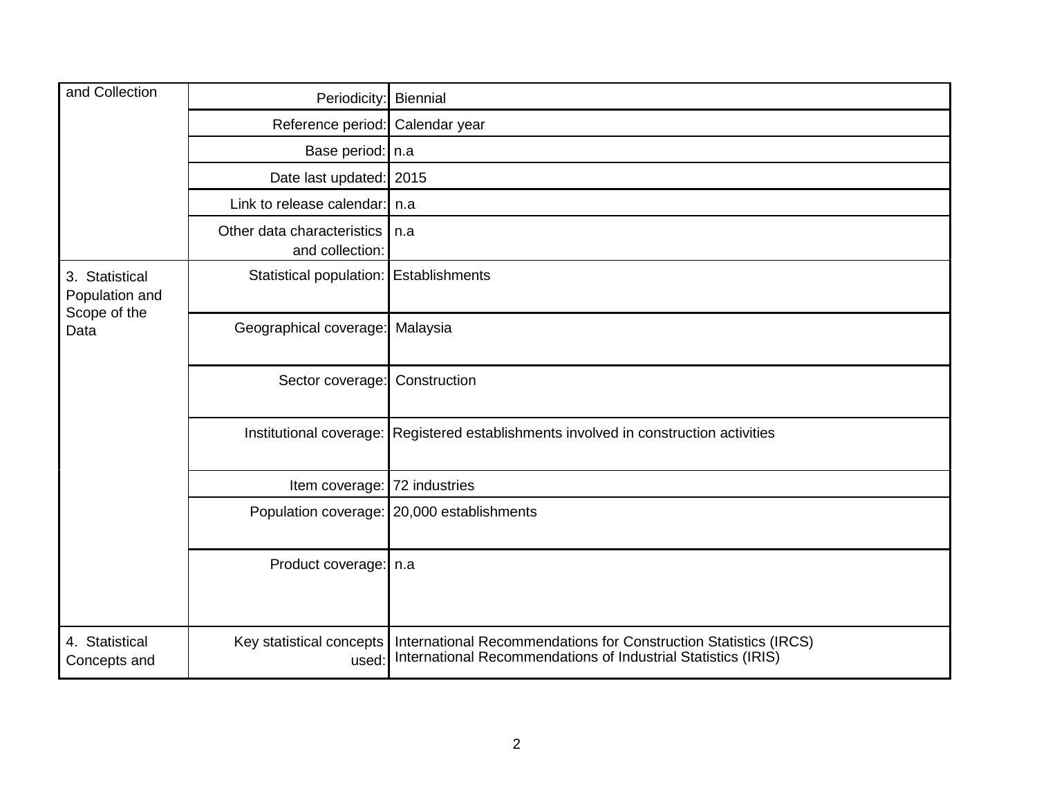| | | |
|---|---|---|
| and Collection | Periodicity: | Biennial |
| | Reference period: | Calendar year |
| | Base period: | n.a |
| | Date last updated: | 2015 |
| | Link to release calendar: | n.a |
| | Other data characteristics and collection: | n.a |
| 3. Statistical Population and Scope of the Data | Statistical population: | Establishments |
| | Geographical coverage: | Malaysia |
| | Sector coverage: | Construction |
| | Institutional coverage: | Registered establishments involved in construction activities |
| | Item coverage: | 72 industries |
| | Population coverage: | 20,000 establishments |
| | Product coverage: | n.a |
| 4. Statistical Concepts and | Key statistical concepts used: | International Recommendations for Construction Statistics (IRCS)<br>International Recommendations of Industrial Statistics (IRIS) |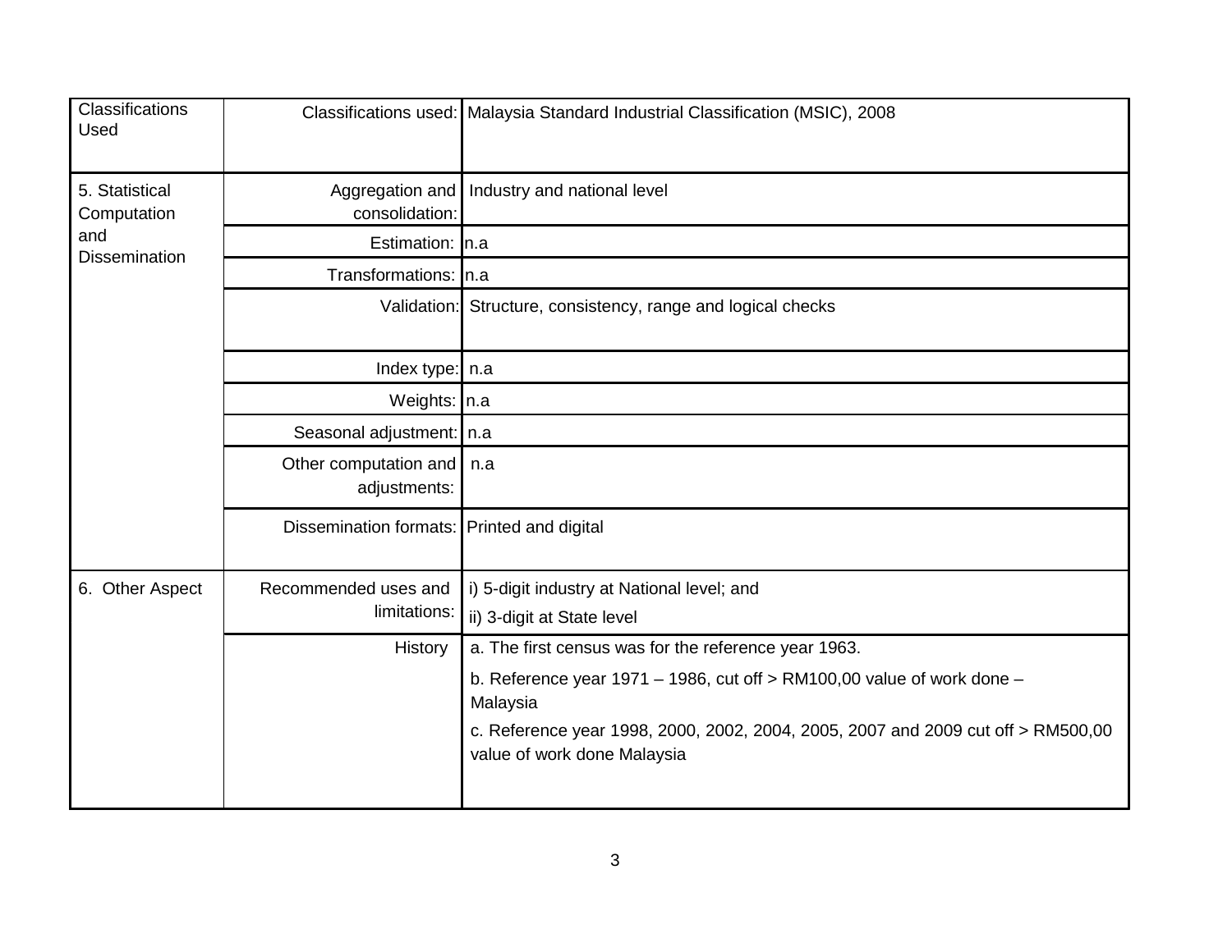| | | |
|---|---|---|
| Classifications Used | Classifications used: | Malaysia Standard Industrial Classification (MSIC), 2008 |
| 5. Statistical Computation and Dissemination | Aggregation and consolidation: | Industry and national level |
| | Estimation: | n.a |
| | Transformations: | n.a |
| | Validation: | Structure, consistency, range and logical checks |
| | Index type: | n.a |
| | Weights: | n.a |
| | Seasonal adjustment: | n.a |
| | Other computation and adjustments: | n.a |
| | Dissemination formats: | Printed and digital |
| 6. Other Aspect | Recommended uses and limitations: | i) 5-digit industry at National level; and<br>ii) 3-digit at State level |
| | History | a. The first census was for the reference year 1963.<br>b. Reference year 1971 – 1986, cut off > RM100,00 value of work done – Malaysia<br>c. Reference year 1998, 2000, 2002, 2004, 2005, 2007 and 2009 cut off > RM500,00 value of work done Malaysia |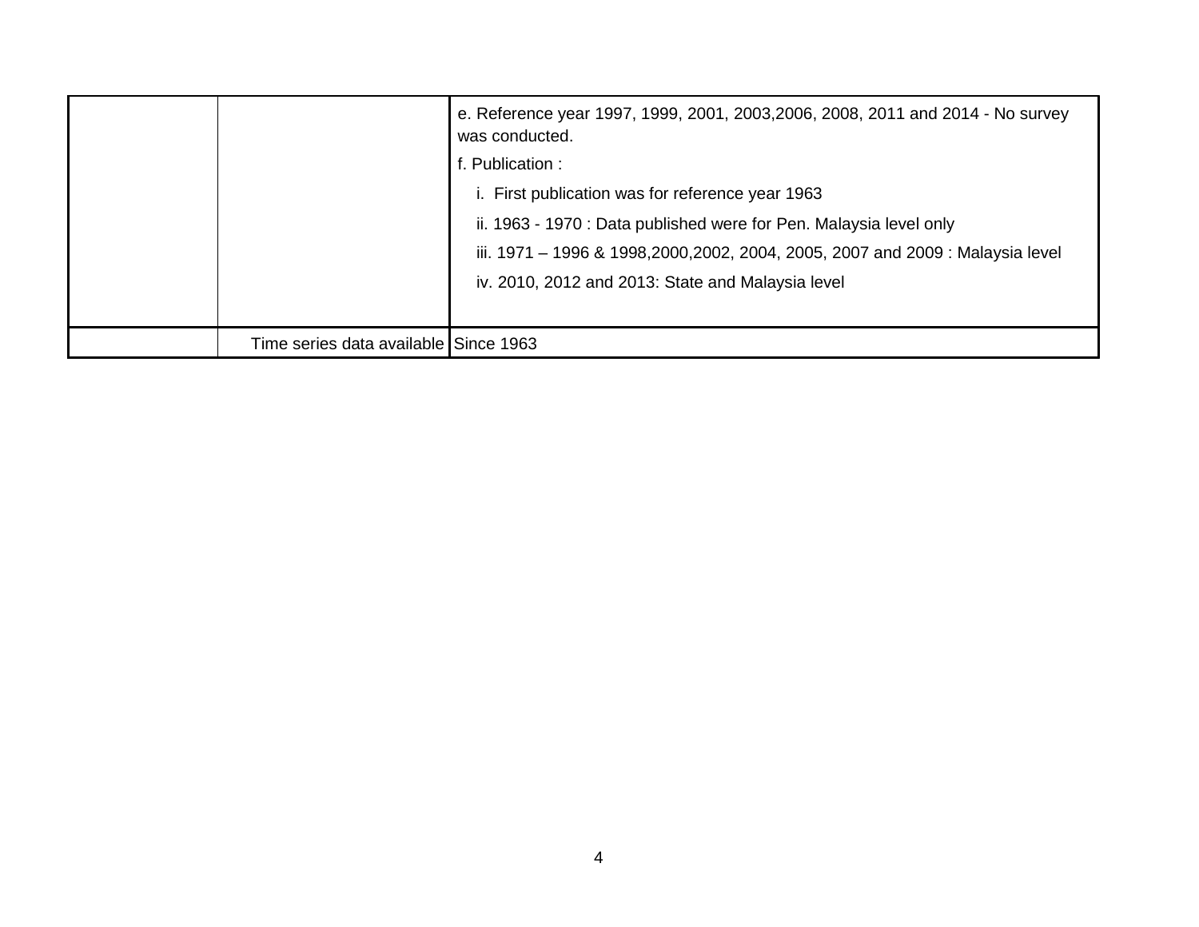| | | |
|---|---|---|
| | | e. Reference year 1997, 1999, 2001, 2003,2006, 2008, 2011 and 2014 - No survey was conducted.<br>f. Publication :<br>i. First publication was for reference year 1963<br>ii. 1963 - 1970 : Data published were for Pen. Malaysia level only<br>iii. 1971 – 1996 & 1998,2000,2002, 2004, 2005, 2007 and 2009 : Malaysia level<br>iv. 2010, 2012 and 2013: State and Malaysia level |
| | Time series data available | Since 1963 |